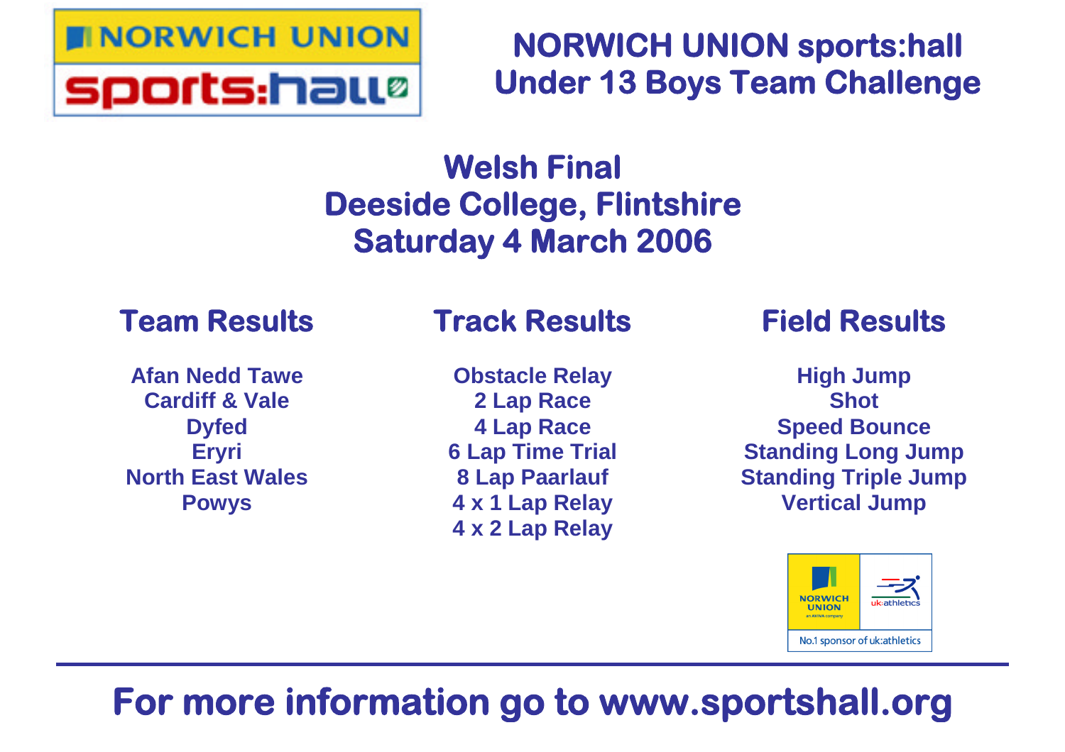# NORWICH UNION sports:hall
# Under 13 Boys Team Challenge

## Welsh Final
## Deeside College, Flintshire
## Saturday 4 March 2006

### Team Results

**Afan Nedd Tawe**
**Cardiff & Vale**
**Dyfed**
**Eryri**
**North East Wales**
**Powys**

### Track Results

**Obstacle Relay**
**2 Lap Race**
**4 Lap Race**
**6 Lap Time Trial**
**8 Lap Paarlauf**
**4 x 1 Lap Relay**
**4 x 2 Lap Relay**

### Field Results

**High Jump**
**Shot**
**Speed Bounce**
**Standing Long Jump**
**Standing Triple Jump**
**Vertical Jump**

NORWICH UNION an AVIVA company | uk:athletics

No.1 sponsor of uk:athletics

---

**For more information go to www.sportshall.org**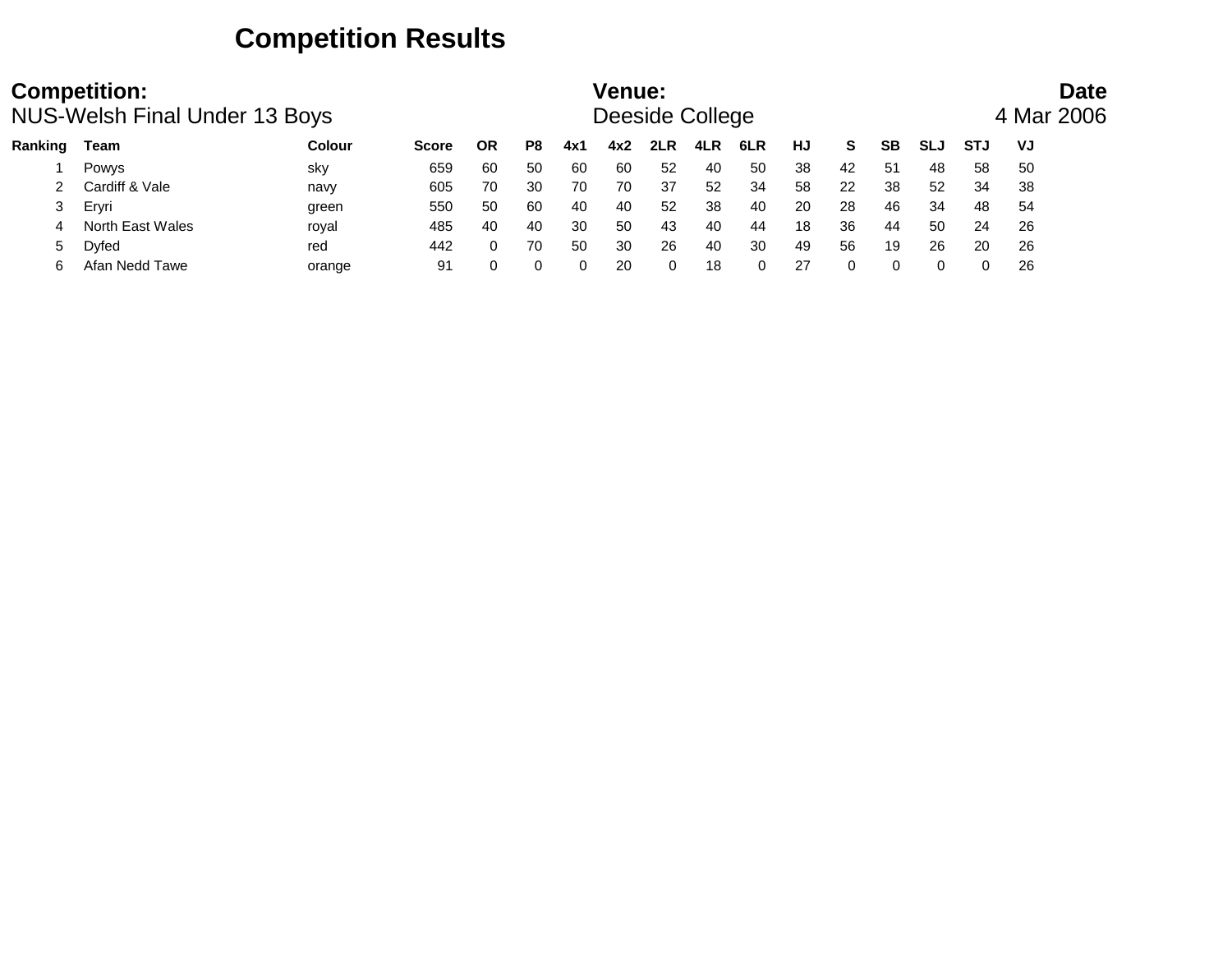# Competition Results

**Competition:** NUS-Welsh Final Under 13 Boys

**Venue:** Deeside College

**Date** 4 Mar 2006

| Ranking | Team | Colour | Score | OR | P8 | 4x1 | 4x2 | 2LR | 4LR | 6LR | HJ | S | SB | SLJ | STJ | VJ |
|---|---|---|---|---|---|---|---|---|---|---|---|---|---|---|---|---|
| 1 | Powys | sky | 659 | 60 | 50 | 60 | 60 | 52 | 40 | 50 | 38 | 42 | 51 | 48 | 58 | 50 |
| 2 | Cardiff & Vale | navy | 605 | 70 | 30 | 70 | 70 | 37 | 52 | 34 | 58 | 22 | 38 | 52 | 34 | 38 |
| 3 | Eryri | green | 550 | 50 | 60 | 40 | 40 | 52 | 38 | 40 | 20 | 28 | 46 | 34 | 48 | 54 |
| 4 | North East Wales | royal | 485 | 40 | 40 | 30 | 50 | 43 | 40 | 44 | 18 | 36 | 44 | 50 | 24 | 26 |
| 5 | Dyfed | red | 442 | 0 | 70 | 50 | 30 | 26 | 40 | 30 | 49 | 56 | 19 | 26 | 20 | 26 |
| 6 | Afan Nedd Tawe | orange | 91 | 0 | 0 | 0 | 20 | 0 | 18 | 0 | 27 | 0 | 0 | 0 | 0 | 26 |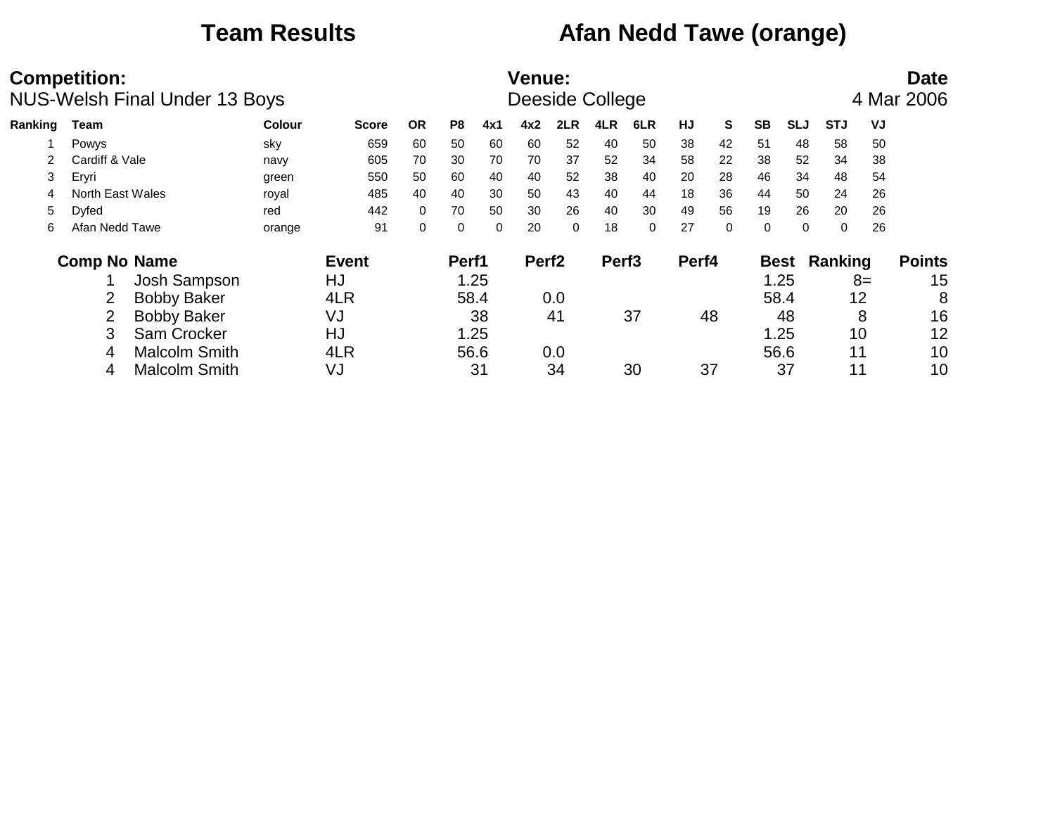# Team Results — Afan Nedd Tawe (orange)

**Competition:** NUS-Welsh Final Under 13 Boys

**Venue:** Deeside College

**Date** 4 Mar 2006

| Ranking | Team | Colour | Score | OR | P8 | 4x1 | 4x2 | 2LR | 4LR | 6LR | HJ | S | SB | SLJ | STJ | VJ |
|---|---|---|---|---|---|---|---|---|---|---|---|---|---|---|---|---|
| 1 | Powys | sky | 659 | 60 | 50 | 60 | 60 | 52 | 40 | 50 | 38 | 42 | 51 | 48 | 58 | 50 |
| 2 | Cardiff & Vale | navy | 605 | 70 | 30 | 70 | 70 | 37 | 52 | 34 | 58 | 22 | 38 | 52 | 34 | 38 |
| 3 | Eryri | green | 550 | 50 | 60 | 40 | 40 | 52 | 38 | 40 | 20 | 28 | 46 | 34 | 48 | 54 |
| 4 | North East Wales | royal | 485 | 40 | 40 | 30 | 50 | 43 | 40 | 44 | 18 | 36 | 44 | 50 | 24 | 26 |
| 5 | Dyfed | red | 442 | 0 | 70 | 50 | 30 | 26 | 40 | 30 | 49 | 56 | 19 | 26 | 20 | 26 |
| 6 | Afan Nedd Tawe | orange | 91 | 0 | 0 | 0 | 20 | 0 | 18 | 0 | 27 | 0 | 0 | 0 | 0 | 26 |

| Comp No | Name | Event | Perf1 | Perf2 | Perf3 | Perf4 | Best | Ranking | Points |
|---|---|---|---|---|---|---|---|---|---|
| 1 | Josh Sampson | HJ | 1.25 | | | | 1.25 | 8= | 15 |
| 2 | Bobby Baker | 4LR | 58.4 | 0.0 | | | 58.4 | 12 | 8 |
| 2 | Bobby Baker | VJ | 38 | 41 | 37 | 48 | 48 | 8 | 16 |
| 3 | Sam Crocker | HJ | 1.25 | | | | 1.25 | 10 | 12 |
| 4 | Malcolm Smith | 4LR | 56.6 | 0.0 | | | 56.6 | 11 | 10 |
| 4 | Malcolm Smith | VJ | 31 | 34 | 30 | 37 | 37 | 11 | 10 |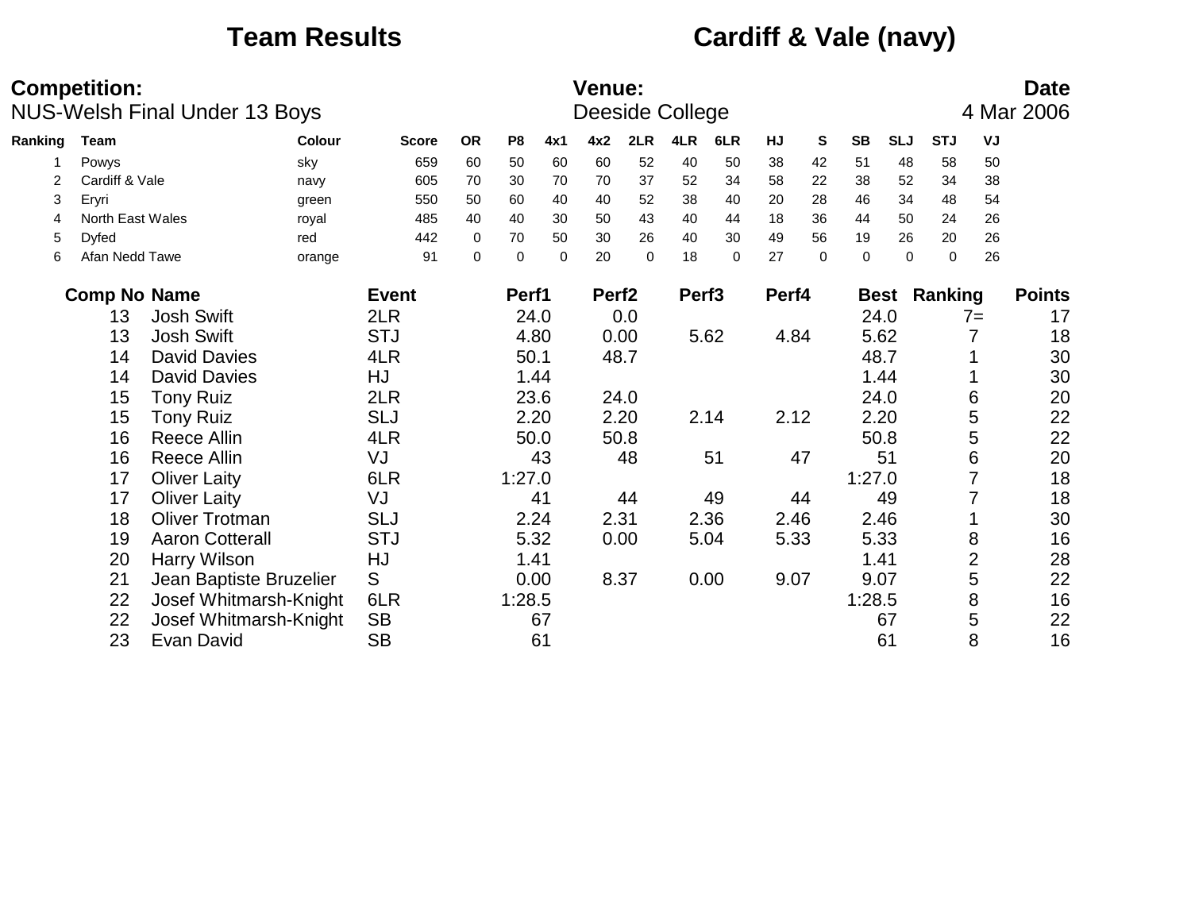# Team Results

# Cardiff & Vale (navy)

**Competition:** NUS-Welsh Final Under 13 Boys

**Venue:** Deeside College

**Date** 4 Mar 2006

| Ranking | Team | Colour | Score | OR | P8 | 4x1 | 4x2 | 2LR | 4LR | 6LR | HJ | S | SB | SLJ | STJ | VJ |
|---|---|---|---|---|---|---|---|---|---|---|---|---|---|---|---|---|
| 1 | Powys | sky | 659 | 60 | 50 | 60 | 60 | 52 | 40 | 50 | 38 | 42 | 51 | 48 | 58 | 50 |
| 2 | Cardiff & Vale | navy | 605 | 70 | 30 | 70 | 70 | 37 | 52 | 34 | 58 | 22 | 38 | 52 | 34 | 38 |
| 3 | Eryri | green | 550 | 50 | 60 | 40 | 40 | 52 | 38 | 40 | 20 | 28 | 46 | 34 | 48 | 54 |
| 4 | North East Wales | royal | 485 | 40 | 40 | 30 | 50 | 43 | 40 | 44 | 18 | 36 | 44 | 50 | 24 | 26 |
| 5 | Dyfed | red | 442 | 0 | 70 | 50 | 30 | 26 | 40 | 30 | 49 | 56 | 19 | 26 | 20 | 26 |
| 6 | Afan Nedd Tawe | orange | 91 | 0 | 0 | 0 | 20 | 0 | 18 | 0 | 27 | 0 | 0 | 0 | 0 | 26 |

| Comp No | Name | Event | Perf1 | Perf2 | Perf3 | Perf4 | Best | Ranking | Points |
|---|---|---|---|---|---|---|---|---|---|
| 13 | Josh Swift | 2LR | 24.0 | 0.0 | | | 24.0 | 7= | 17 |
| 13 | Josh Swift | STJ | 4.80 | 0.00 | 5.62 | 4.84 | 5.62 | 7 | 18 |
| 14 | David Davies | 4LR | 50.1 | 48.7 | | | 48.7 | 1 | 30 |
| 14 | David Davies | HJ | 1.44 | | | | 1.44 | 1 | 30 |
| 15 | Tony Ruiz | 2LR | 23.6 | 24.0 | | | 24.0 | 6 | 20 |
| 15 | Tony Ruiz | SLJ | 2.20 | 2.20 | 2.14 | 2.12 | 2.20 | 5 | 22 |
| 16 | Reece Allin | 4LR | 50.0 | 50.8 | | | 50.8 | 5 | 22 |
| 16 | Reece Allin | VJ | 43 | 48 | 51 | 47 | 51 | 6 | 20 |
| 17 | Oliver Laity | 6LR | 1:27.0 | | | | 1:27.0 | 7 | 18 |
| 17 | Oliver Laity | VJ | 41 | 44 | 49 | 44 | 49 | 7 | 18 |
| 18 | Oliver Trotman | SLJ | 2.24 | 2.31 | 2.36 | 2.46 | 2.46 | 1 | 30 |
| 19 | Aaron Cotterall | STJ | 5.32 | 0.00 | 5.04 | 5.33 | 5.33 | 8 | 16 |
| 20 | Harry Wilson | HJ | 1.41 | | | | 1.41 | 2 | 28 |
| 21 | Jean Baptiste Bruzelier | S | 0.00 | 8.37 | 0.00 | 9.07 | 9.07 | 5 | 22 |
| 22 | Josef Whitmarsh-Knight | 6LR | 1:28.5 | | | | 1:28.5 | 8 | 16 |
| 22 | Josef Whitmarsh-Knight | SB | 67 | | | | 67 | 5 | 22 |
| 23 | Evan David | SB | 61 | | | | 61 | 8 | 16 |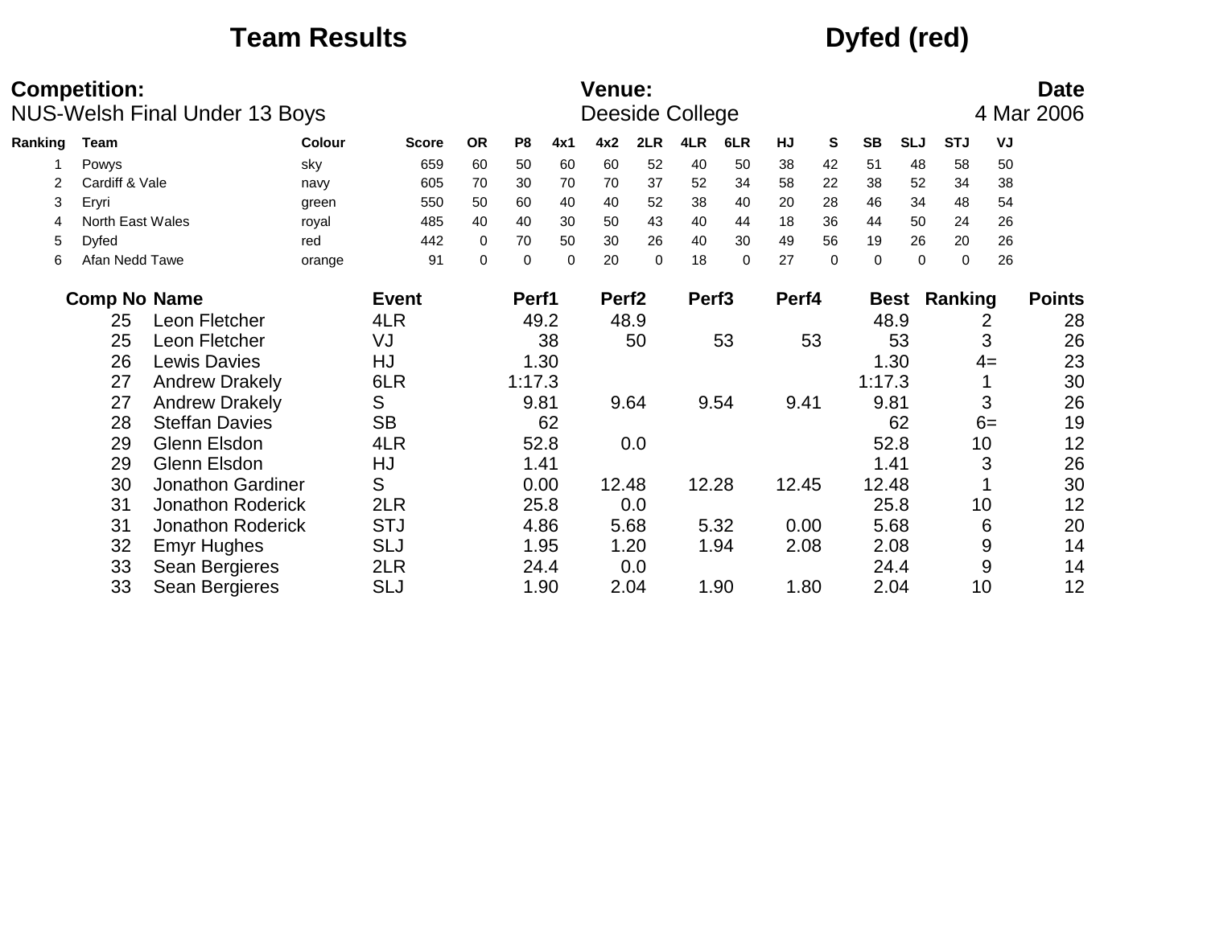# Team Results　　Dyfed (red)

**Competition:**
NUS-Welsh Final Under 13 Boys

**Venue:**
Deeside College

**Date**
4 Mar 2006

| Ranking | Team | Colour | Score | OR | P8 | 4x1 | 4x2 | 2LR | 4LR | 6LR | HJ | S | SB | SLJ | STJ | VJ |
|---|---|---|---|---|---|---|---|---|---|---|---|---|---|---|---|---|
| 1 | Powys | sky | 659 | 60 | 50 | 60 | 60 | 52 | 40 | 50 | 38 | 42 | 51 | 48 | 58 | 50 |
| 2 | Cardiff & Vale | navy | 605 | 70 | 30 | 70 | 70 | 37 | 52 | 34 | 58 | 22 | 38 | 52 | 34 | 38 |
| 3 | Eryri | green | 550 | 50 | 60 | 40 | 40 | 52 | 38 | 40 | 20 | 28 | 46 | 34 | 48 | 54 |
| 4 | North East Wales | royal | 485 | 40 | 40 | 30 | 50 | 43 | 40 | 44 | 18 | 36 | 44 | 50 | 24 | 26 |
| 5 | Dyfed | red | 442 | 0 | 70 | 50 | 30 | 26 | 40 | 30 | 49 | 56 | 19 | 26 | 20 | 26 |
| 6 | Afan Nedd Tawe | orange | 91 | 0 | 0 | 0 | 20 | 0 | 18 | 0 | 27 | 0 | 0 | 0 | 0 | 26 |

| Comp No | Name | Event | Perf1 | Perf2 | Perf3 | Perf4 | Best | Ranking | Points |
|---|---|---|---|---|---|---|---|---|---|
| 25 | Leon Fletcher | 4LR | 49.2 | 48.9 | | | 48.9 | 2 | 28 |
| 25 | Leon Fletcher | VJ | 38 | 50 | 53 | 53 | 53 | 3 | 26 |
| 26 | Lewis Davies | HJ | 1.30 | | | | 1.30 | 4= | 23 |
| 27 | Andrew Drakely | 6LR | 1:17.3 | | | | 1:17.3 | 1 | 30 |
| 27 | Andrew Drakely | S | 9.81 | 9.64 | 9.54 | 9.41 | 9.81 | 3 | 26 |
| 28 | Steffan Davies | SB | 62 | | | | 62 | 6= | 19 |
| 29 | Glenn Elsdon | 4LR | 52.8 | 0.0 | | | 52.8 | 10 | 12 |
| 29 | Glenn Elsdon | HJ | 1.41 | | | | 1.41 | 3 | 26 |
| 30 | Jonathon Gardiner | S | 0.00 | 12.48 | 12.28 | 12.45 | 12.48 | 1 | 30 |
| 31 | Jonathon Roderick | 2LR | 25.8 | 0.0 | | | 25.8 | 10 | 12 |
| 31 | Jonathon Roderick | STJ | 4.86 | 5.68 | 5.32 | 0.00 | 5.68 | 6 | 20 |
| 32 | Emyr Hughes | SLJ | 1.95 | 1.20 | 1.94 | 2.08 | 2.08 | 9 | 14 |
| 33 | Sean Bergieres | 2LR | 24.4 | 0.0 | | | 24.4 | 9 | 14 |
| 33 | Sean Bergieres | SLJ | 1.90 | 2.04 | 1.90 | 1.80 | 2.04 | 10 | 12 |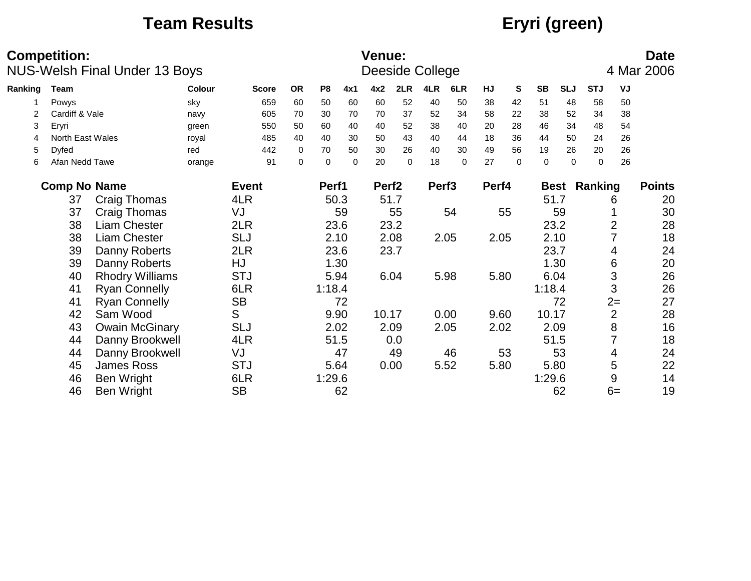# Team Results

# Eryri (green)

**Competition:**
NUS-Welsh Final Under 13 Boys

**Venue:**
Deeside College

**Date**
4 Mar 2006

| Ranking | Team | Colour | Score | OR | P8 | 4x1 | 4x2 | 2LR | 4LR | 6LR | HJ | S | SB | SLJ | STJ | VJ |
|---|---|---|---|---|---|---|---|---|---|---|---|---|---|---|---|---|
| 1 | Powys | sky | 659 | 60 | 50 | 60 | 60 | 52 | 40 | 50 | 38 | 42 | 51 | 48 | 58 | 50 |
| 2 | Cardiff & Vale | navy | 605 | 70 | 30 | 70 | 70 | 37 | 52 | 34 | 58 | 22 | 38 | 52 | 34 | 38 |
| 3 | Eryri | green | 550 | 50 | 60 | 40 | 40 | 52 | 38 | 40 | 20 | 28 | 46 | 34 | 48 | 54 |
| 4 | North East Wales | royal | 485 | 40 | 40 | 30 | 50 | 43 | 40 | 44 | 18 | 36 | 44 | 50 | 24 | 26 |
| 5 | Dyfed | red | 442 | 0 | 70 | 50 | 30 | 26 | 40 | 30 | 49 | 56 | 19 | 26 | 20 | 26 |
| 6 | Afan Nedd Tawe | orange | 91 | 0 | 0 | 0 | 20 | 0 | 18 | 0 | 27 | 0 | 0 | 0 | 0 | 26 |

| Comp No | Name | Event | Perf1 | Perf2 | Perf3 | Perf4 | Best | Ranking | Points |
|---|---|---|---|---|---|---|---|---|---|
| 37 | Craig Thomas | 4LR | 50.3 | 51.7 | | | 51.7 | 6 | 20 |
| 37 | Craig Thomas | VJ | 59 | 55 | 54 | 55 | 59 | 1 | 30 |
| 38 | Liam Chester | 2LR | 23.6 | 23.2 | | | 23.2 | 2 | 28 |
| 38 | Liam Chester | SLJ | 2.10 | 2.08 | 2.05 | 2.05 | 2.10 | 7 | 18 |
| 39 | Danny Roberts | 2LR | 23.6 | 23.7 | | | 23.7 | 4 | 24 |
| 39 | Danny Roberts | HJ | 1.30 | | | | 1.30 | 6 | 20 |
| 40 | Rhodry Williams | STJ | 5.94 | 6.04 | 5.98 | 5.80 | 6.04 | 3 | 26 |
| 41 | Ryan Connelly | 6LR | 1:18.4 | | | | 1:18.4 | 3 | 26 |
| 41 | Ryan Connelly | SB | 72 | | | | 72 | 2= | 27 |
| 42 | Sam Wood | S | 9.90 | 10.17 | 0.00 | 9.60 | 10.17 | 2 | 28 |
| 43 | Owain McGinary | SLJ | 2.02 | 2.09 | 2.05 | 2.02 | 2.09 | 8 | 16 |
| 44 | Danny Brookwell | 4LR | 51.5 | 0.0 | | | 51.5 | 7 | 18 |
| 44 | Danny Brookwell | VJ | 47 | 49 | 46 | 53 | 53 | 4 | 24 |
| 45 | James Ross | STJ | 5.64 | 0.00 | 5.52 | 5.80 | 5.80 | 5 | 22 |
| 46 | Ben Wright | 6LR | 1:29.6 | | | | 1:29.6 | 9 | 14 |
| 46 | Ben Wright | SB | 62 | | | | 62 | 6= | 19 |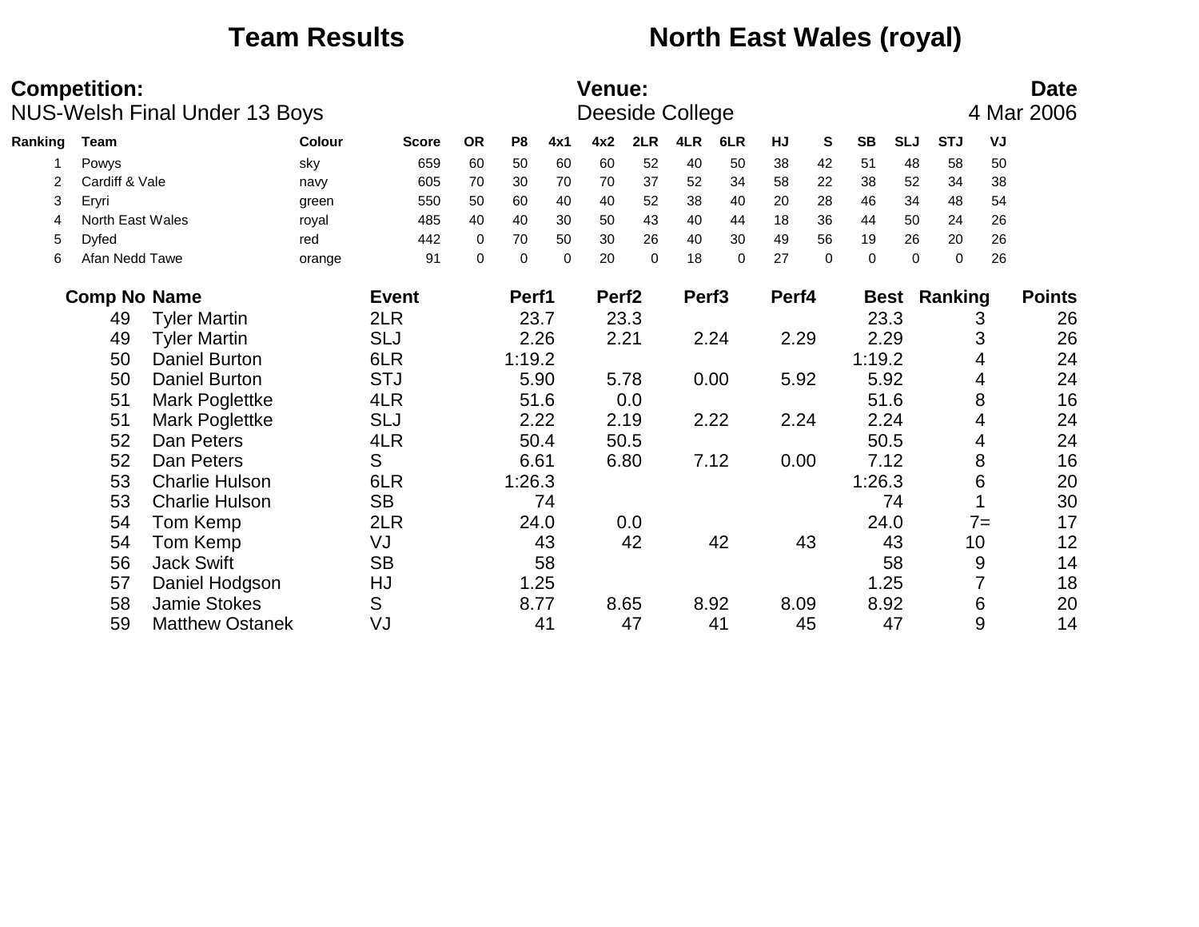# Team Results — North East Wales (royal)

**Competition:** NUS-Welsh Final Under 13 Boys

**Venue:** Deeside College

**Date:** 4 Mar 2006

| Ranking | Team | Colour | Score | OR | P8 | 4x1 | 4x2 | 2LR | 4LR | 6LR | HJ | S | SB | SLJ | STJ | VJ |
|---|---|---|---|---|---|---|---|---|---|---|---|---|---|---|---|---|
| 1 | Powys | sky | 659 | 60 | 50 | 60 | 60 | 52 | 40 | 50 | 38 | 42 | 51 | 48 | 58 | 50 |
| 2 | Cardiff & Vale | navy | 605 | 70 | 30 | 70 | 70 | 37 | 52 | 34 | 58 | 22 | 38 | 52 | 34 | 38 |
| 3 | Eryri | green | 550 | 50 | 60 | 40 | 40 | 52 | 38 | 40 | 20 | 28 | 46 | 34 | 48 | 54 |
| 4 | North East Wales | royal | 485 | 40 | 40 | 30 | 50 | 43 | 40 | 44 | 18 | 36 | 44 | 50 | 24 | 26 |
| 5 | Dyfed | red | 442 | 0 | 70 | 50 | 30 | 26 | 40 | 30 | 49 | 56 | 19 | 26 | 20 | 26 |
| 6 | Afan Nedd Tawe | orange | 91 | 0 | 0 | 0 | 20 | 0 | 18 | 0 | 27 | 0 | 0 | 0 | 0 | 26 |

| Comp No | Name | Event | Perf1 | Perf2 | Perf3 | Perf4 | Best | Ranking | Points |
|---|---|---|---|---|---|---|---|---|---|
| 49 | Tyler Martin | 2LR | 23.7 | 23.3 | | | 23.3 | 3 | 26 |
| 49 | Tyler Martin | SLJ | 2.26 | 2.21 | 2.24 | 2.29 | 2.29 | 3 | 26 |
| 50 | Daniel Burton | 6LR | 1:19.2 | | | | 1:19.2 | 4 | 24 |
| 50 | Daniel Burton | STJ | 5.90 | 5.78 | 0.00 | 5.92 | 5.92 | 4 | 24 |
| 51 | Mark Poglettke | 4LR | 51.6 | 0.0 | | | 51.6 | 8 | 16 |
| 51 | Mark Poglettke | SLJ | 2.22 | 2.19 | 2.22 | 2.24 | 2.24 | 4 | 24 |
| 52 | Dan Peters | 4LR | 50.4 | 50.5 | | | 50.5 | 4 | 24 |
| 52 | Dan Peters | S | 6.61 | 6.80 | 7.12 | 0.00 | 7.12 | 8 | 16 |
| 53 | Charlie Hulson | 6LR | 1:26.3 | | | | 1:26.3 | 6 | 20 |
| 53 | Charlie Hulson | SB | 74 | | | | 74 | 1 | 30 |
| 54 | Tom Kemp | 2LR | 24.0 | 0.0 | | | 24.0 | 7= | 17 |
| 54 | Tom Kemp | VJ | 43 | 42 | 42 | 43 | 43 | 10 | 12 |
| 56 | Jack Swift | SB | 58 | | | | 58 | 9 | 14 |
| 57 | Daniel Hodgson | HJ | 1.25 | | | | 1.25 | 7 | 18 |
| 58 | Jamie Stokes | S | 8.77 | 8.65 | 8.92 | 8.09 | 8.92 | 6 | 20 |
| 59 | Matthew Ostanek | VJ | 41 | 47 | 41 | 45 | 47 | 9 | 14 |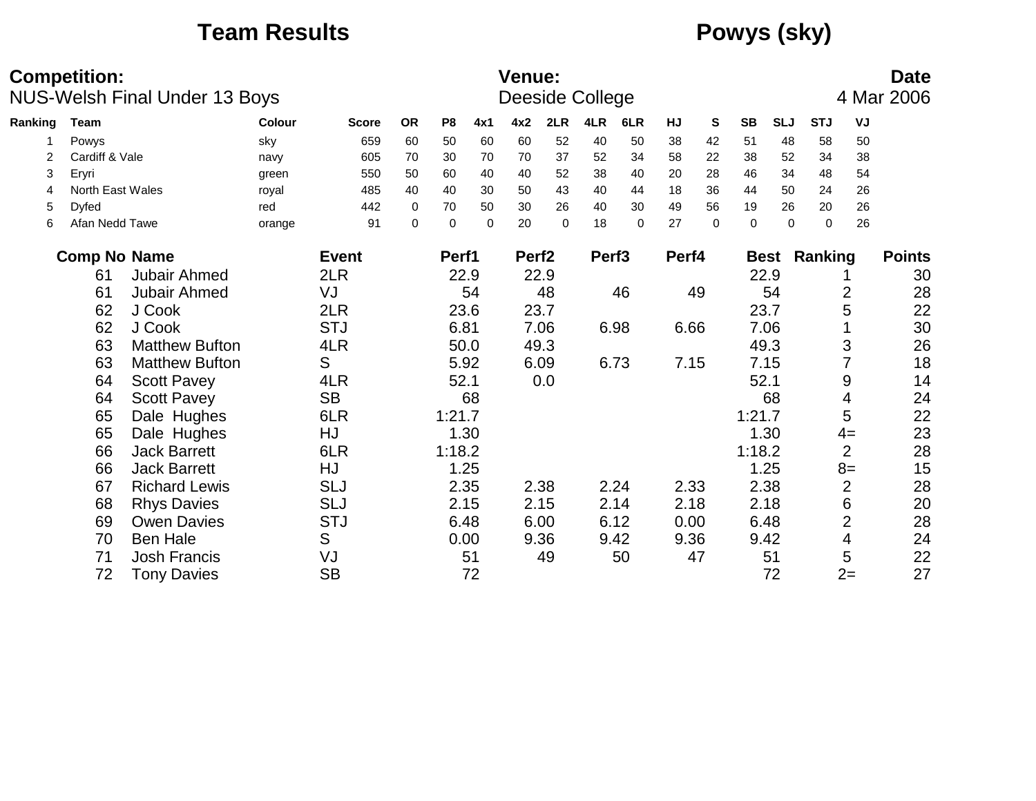# Team Results

## Powys (sky)

**Competition:** NUS-Welsh Final Under 13 Boys

**Venue:** Deeside College

**Date** 4 Mar 2006

| Ranking | Team | Colour | Score | OR | P8 | 4x1 | 4x2 | 2LR | 4LR | 6LR | HJ | S | SB | SLJ | STJ | VJ |
|---|---|---|---|---|---|---|---|---|---|---|---|---|---|---|---|---|
| 1 | Powys | sky | 659 | 60 | 50 | 60 | 60 | 52 | 40 | 50 | 38 | 42 | 51 | 48 | 58 | 50 |
| 2 | Cardiff & Vale | navy | 605 | 70 | 30 | 70 | 70 | 37 | 52 | 34 | 58 | 22 | 38 | 52 | 34 | 38 |
| 3 | Eryri | green | 550 | 50 | 60 | 40 | 40 | 52 | 38 | 40 | 20 | 28 | 46 | 34 | 48 | 54 |
| 4 | North East Wales | royal | 485 | 40 | 40 | 30 | 50 | 43 | 40 | 44 | 18 | 36 | 44 | 50 | 24 | 26 |
| 5 | Dyfed | red | 442 | 0 | 70 | 50 | 30 | 26 | 40 | 30 | 49 | 56 | 19 | 26 | 20 | 26 |
| 6 | Afan Nedd Tawe | orange | 91 | 0 | 0 | 0 | 20 | 0 | 18 | 0 | 27 | 0 | 0 | 0 | 0 | 26 |

| Comp No | Name | Event | Perf1 | Perf2 | Perf3 | Perf4 | Best | Ranking | Points |
|---|---|---|---|---|---|---|---|---|---|
| 61 | Jubair Ahmed | 2LR | 22.9 | 22.9 | | | 22.9 | 1 | 30 |
| 61 | Jubair Ahmed | VJ | 54 | 48 | 46 | 49 | 54 | 2 | 28 |
| 62 | J Cook | 2LR | 23.6 | 23.7 | | | 23.7 | 5 | 22 |
| 62 | J Cook | STJ | 6.81 | 7.06 | 6.98 | 6.66 | 7.06 | 1 | 30 |
| 63 | Matthew Bufton | 4LR | 50.0 | 49.3 | | | 49.3 | 3 | 26 |
| 63 | Matthew Bufton | S | 5.92 | 6.09 | 6.73 | 7.15 | 7.15 | 7 | 18 |
| 64 | Scott Pavey | 4LR | 52.1 | 0.0 | | | 52.1 | 9 | 14 |
| 64 | Scott Pavey | SB | 68 | | | | 68 | 4 | 24 |
| 65 | Dale Hughes | 6LR | 1:21.7 | | | | 1:21.7 | 5 | 22 |
| 65 | Dale Hughes | HJ | 1.30 | | | | 1.30 | 4= | 23 |
| 66 | Jack Barrett | 6LR | 1:18.2 | | | | 1:18.2 | 2 | 28 |
| 66 | Jack Barrett | HJ | 1.25 | | | | 1.25 | 8= | 15 |
| 67 | Richard Lewis | SLJ | 2.35 | 2.38 | 2.24 | 2.33 | 2.38 | 2 | 28 |
| 68 | Rhys Davies | SLJ | 2.15 | 2.15 | 2.14 | 2.18 | 2.18 | 6 | 20 |
| 69 | Owen Davies | STJ | 6.48 | 6.00 | 6.12 | 0.00 | 6.48 | 2 | 28 |
| 70 | Ben Hale | S | 0.00 | 9.36 | 9.42 | 9.36 | 9.42 | 4 | 24 |
| 71 | Josh Francis | VJ | 51 | 49 | 50 | 47 | 51 | 5 | 22 |
| 72 | Tony Davies | SB | 72 | | | | 72 | 2= | 27 |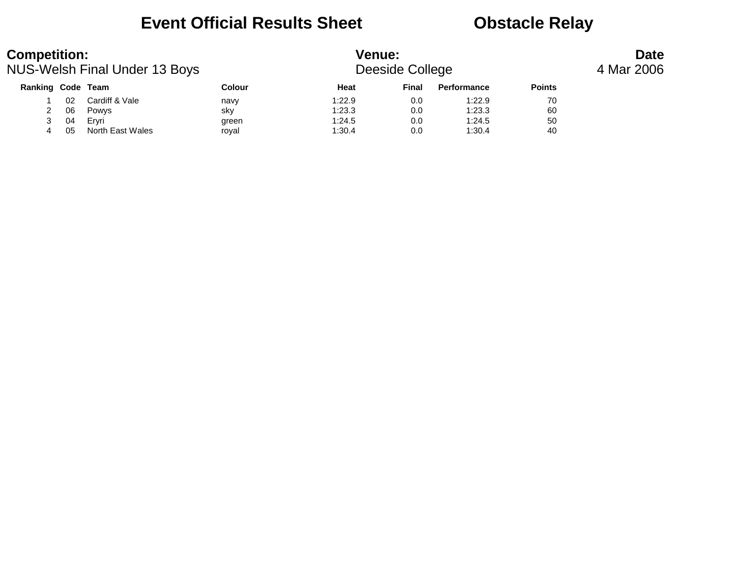# Event Official Results Sheet Obstacle Relay

**Competition:**
NUS-Welsh Final Under 13 Boys

**Venue:**
Deeside College

**Date**
4 Mar 2006

| Ranking | Code | Team | Colour | Heat | Final | Performance | Points |
|---|---|---|---|---|---|---|---|
| 1 | 02 | Cardiff & Vale | navy | 1:22.9 | 0.0 | 1:22.9 | 70 |
| 2 | 06 | Powys | sky | 1:23.3 | 0.0 | 1:23.3 | 60 |
| 3 | 04 | Eryri | green | 1:24.5 | 0.0 | 1:24.5 | 50 |
| 4 | 05 | North East Wales | royal | 1:30.4 | 0.0 | 1:30.4 | 40 |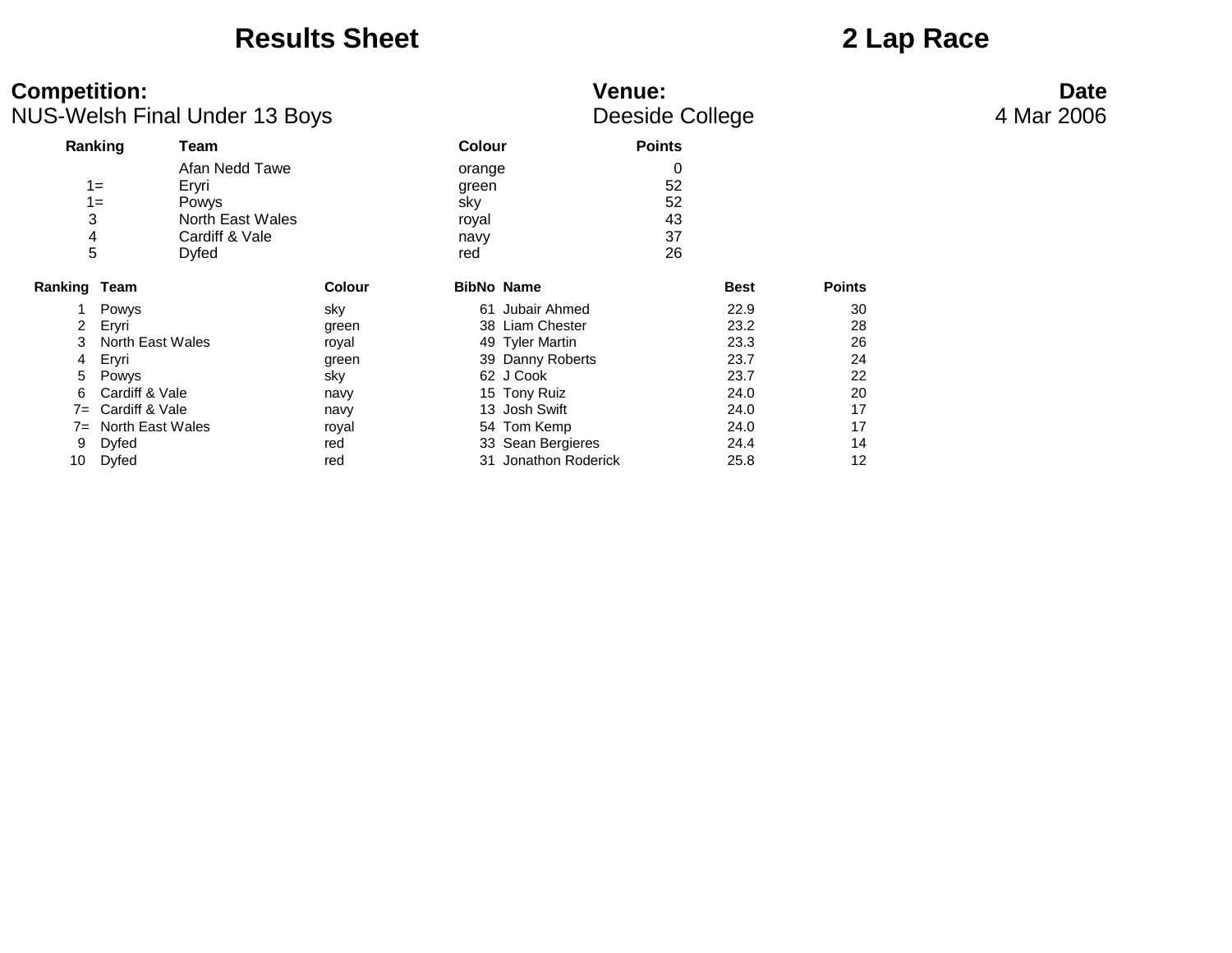# Results Sheet

# 2 Lap Race

**Competition:**
NUS-Welsh Final Under 13 Boys

**Venue:**
Deeside College

**Date**
4 Mar 2006

| Ranking | Team | Colour | Points |
|---|---|---|---|
| | Afan Nedd Tawe | orange | 0 |
| 1= | Eryri | green | 52 |
| 1= | Powys | sky | 52 |
| 3 | North East Wales | royal | 43 |
| 4 | Cardiff & Vale | navy | 37 |
| 5 | Dyfed | red | 26 |

| Ranking | Team | Colour | BibNo | Name | Best | Points |
|---|---|---|---|---|---|---|
| 1 | Powys | sky | 61 | Jubair Ahmed | 22.9 | 30 |
| 2 | Eryri | green | 38 | Liam Chester | 23.2 | 28 |
| 3 | North East Wales | royal | 49 | Tyler Martin | 23.3 | 26 |
| 4 | Eryri | green | 39 | Danny Roberts | 23.7 | 24 |
| 5 | Powys | sky | 62 | J Cook | 23.7 | 22 |
| 6 | Cardiff & Vale | navy | 15 | Tony Ruiz | 24.0 | 20 |
| 7= | Cardiff & Vale | navy | 13 | Josh Swift | 24.0 | 17 |
| 7= | North East Wales | royal | 54 | Tom Kemp | 24.0 | 17 |
| 9 | Dyfed | red | 33 | Sean Bergieres | 24.4 | 14 |
| 10 | Dyfed | red | 31 | Jonathon Roderick | 25.8 | 12 |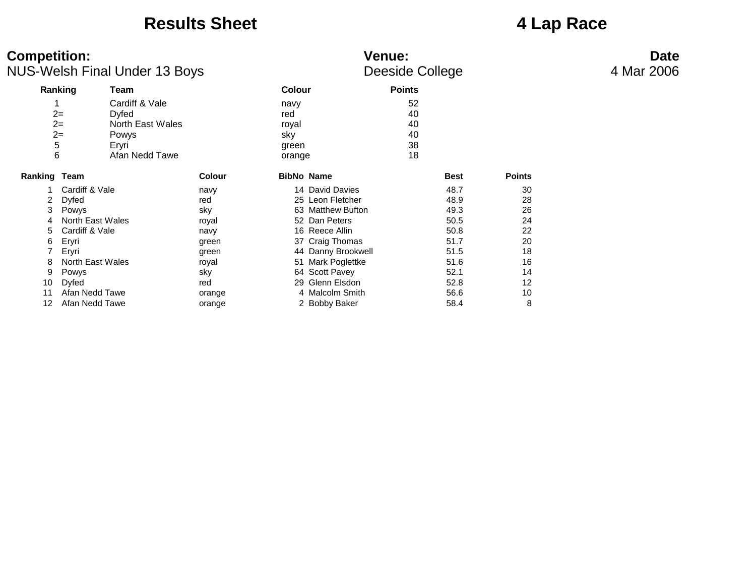# Results Sheet

# 4 Lap Race

**Competition:** NUS-Welsh Final Under 13 Boys

**Venue:** Deeside College

**Date** 4 Mar 2006

| Ranking | Team | Colour | Points |
|---|---|---|---|
| 1 | Cardiff & Vale | navy | 52 |
| 2= | Dyfed | red | 40 |
| 2= | North East Wales | royal | 40 |
| 2= | Powys | sky | 40 |
| 5 | Eryri | green | 38 |
| 6 | Afan Nedd Tawe | orange | 18 |

| Ranking | Team | Colour | BibNo | Name | Best | Points |
|---|---|---|---|---|---|---|
| 1 | Cardiff & Vale | navy | 14 | David Davies | 48.7 | 30 |
| 2 | Dyfed | red | 25 | Leon Fletcher | 48.9 | 28 |
| 3 | Powys | sky | 63 | Matthew Bufton | 49.3 | 26 |
| 4 | North East Wales | royal | 52 | Dan Peters | 50.5 | 24 |
| 5 | Cardiff & Vale | navy | 16 | Reece Allin | 50.8 | 22 |
| 6 | Eryri | green | 37 | Craig Thomas | 51.7 | 20 |
| 7 | Eryri | green | 44 | Danny Brookwell | 51.5 | 18 |
| 8 | North East Wales | royal | 51 | Mark Poglettke | 51.6 | 16 |
| 9 | Powys | sky | 64 | Scott Pavey | 52.1 | 14 |
| 10 | Dyfed | red | 29 | Glenn Elsdon | 52.8 | 12 |
| 11 | Afan Nedd Tawe | orange | 4 | Malcolm Smith | 56.6 | 10 |
| 12 | Afan Nedd Tawe | orange | 2 | Bobby Baker | 58.4 | 8 |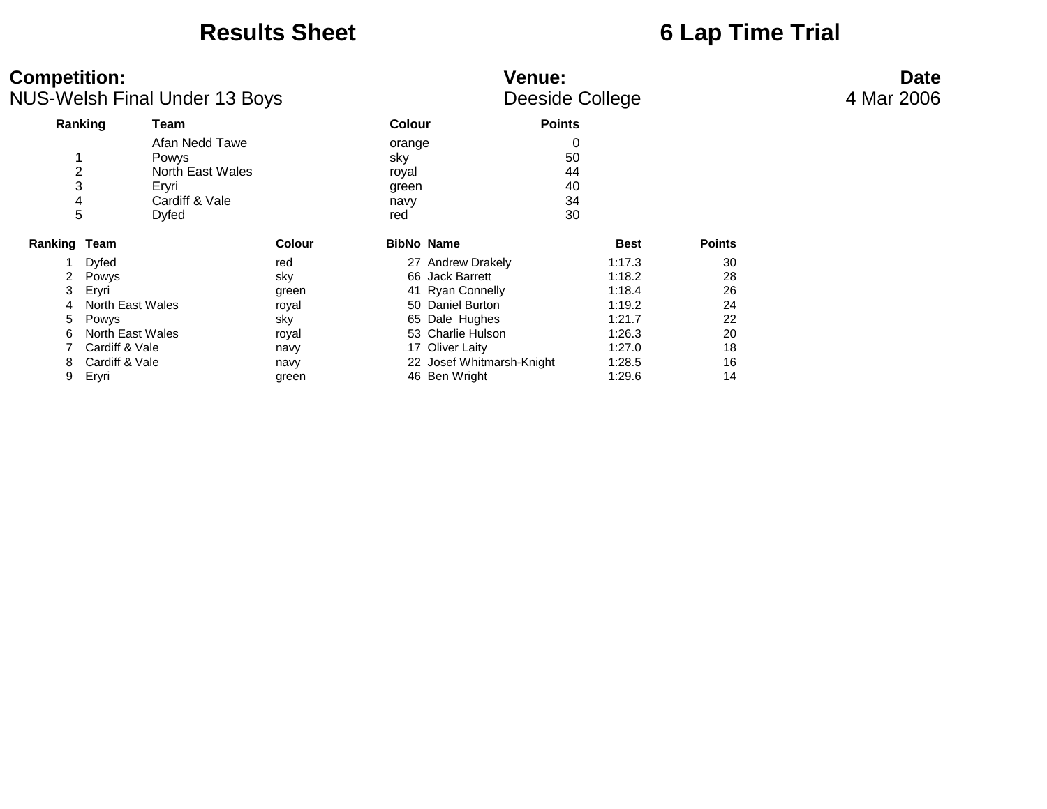# Results Sheet

# 6 Lap Time Trial

**Competition:**
NUS-Welsh Final Under 13 Boys

**Venue:**
Deeside College

**Date**
4 Mar 2006

| Ranking | Team | Colour | Points |
|---|---|---|---|
| | Afan Nedd Tawe | orange | 0 |
| 1 | Powys | sky | 50 |
| 2 | North East Wales | royal | 44 |
| 3 | Eryri | green | 40 |
| 4 | Cardiff & Vale | navy | 34 |
| 5 | Dyfed | red | 30 |

| Ranking | Team | Colour | BibNo | Name | Best | Points |
|---|---|---|---|---|---|---|
| 1 | Dyfed | red | 27 | Andrew Drakely | 1:17.3 | 30 |
| 2 | Powys | sky | 66 | Jack Barrett | 1:18.2 | 28 |
| 3 | Eryri | green | 41 | Ryan Connelly | 1:18.4 | 26 |
| 4 | North East Wales | royal | 50 | Daniel Burton | 1:19.2 | 24 |
| 5 | Powys | sky | 65 | Dale Hughes | 1:21.7 | 22 |
| 6 | North East Wales | royal | 53 | Charlie Hulson | 1:26.3 | 20 |
| 7 | Cardiff & Vale | navy | 17 | Oliver Laity | 1:27.0 | 18 |
| 8 | Cardiff & Vale | navy | 22 | Josef Whitmarsh-Knight | 1:28.5 | 16 |
| 9 | Eryri | green | 46 | Ben Wright | 1:29.6 | 14 |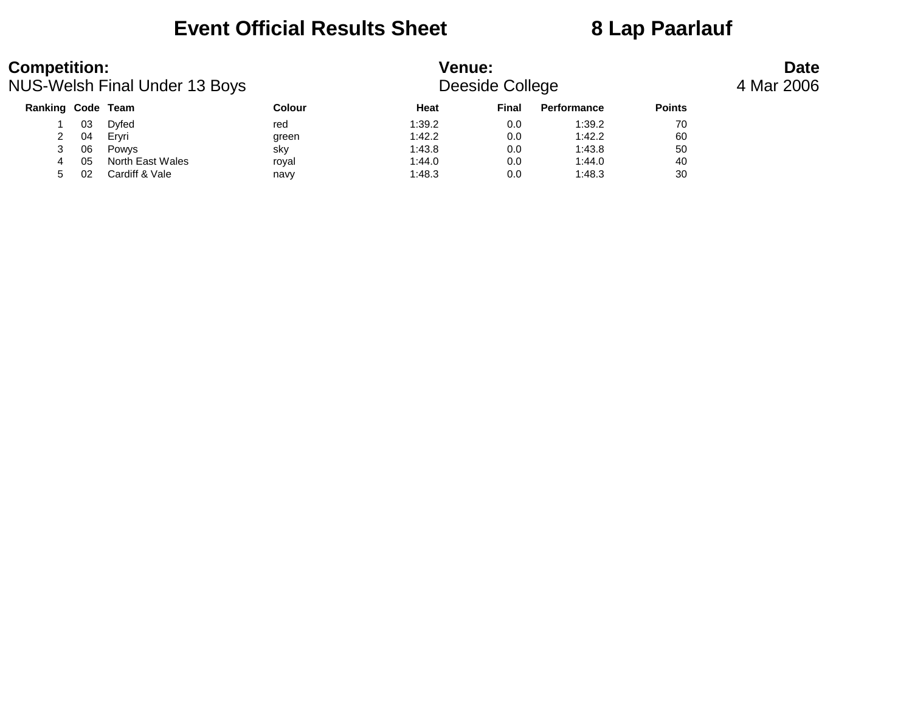# Event Official Results Sheet 8 Lap Paarlauf

**Competition:**
NUS-Welsh Final Under 13 Boys

**Venue:**
Deeside College

**Date**
4 Mar 2006

| Ranking | Code | Team | Colour | Heat | Final | Performance | Points |
|---|---|---|---|---|---|---|---|
| 1 | 03 | Dyfed | red | 1:39.2 | 0.0 | 1:39.2 | 70 |
| 2 | 04 | Eryri | green | 1:42.2 | 0.0 | 1:42.2 | 60 |
| 3 | 06 | Powys | sky | 1:43.8 | 0.0 | 1:43.8 | 50 |
| 4 | 05 | North East Wales | royal | 1:44.0 | 0.0 | 1:44.0 | 40 |
| 5 | 02 | Cardiff & Vale | navy | 1:48.3 | 0.0 | 1:48.3 | 30 |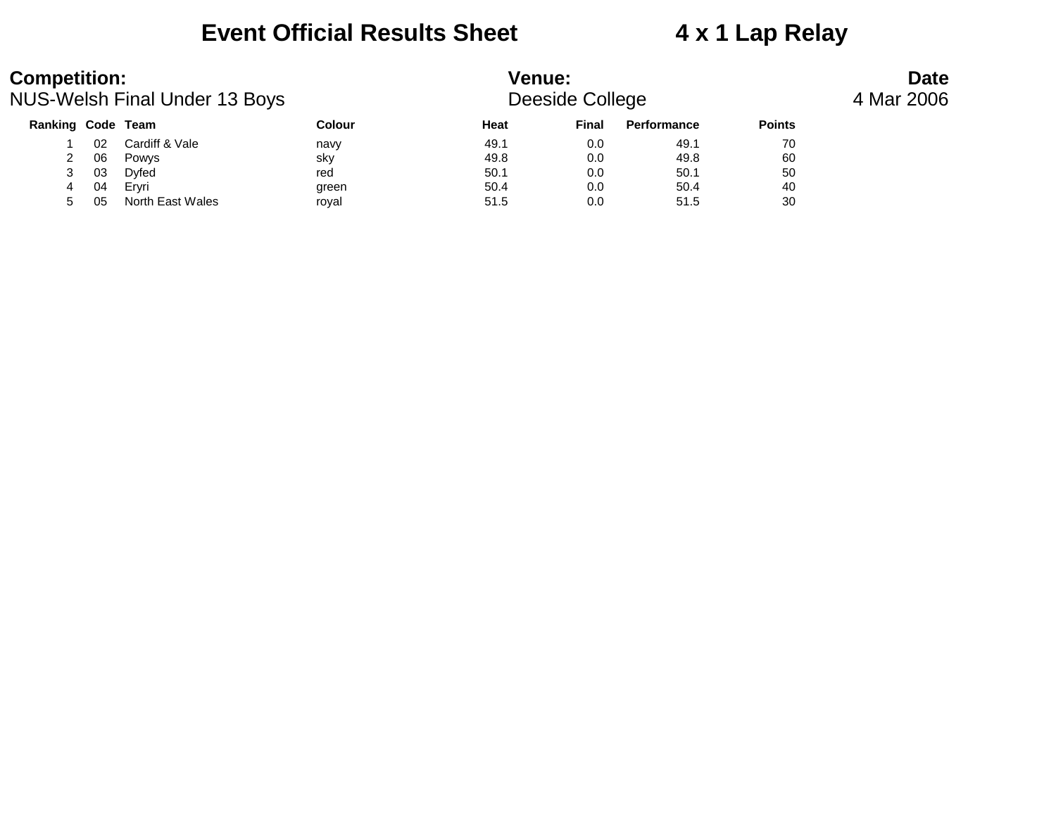# Event Official Results Sheet 4 x 1 Lap Relay

**Competition:** NUS-Welsh Final Under 13 Boys

**Venue:** Deeside College

**Date** 4 Mar 2006

| Ranking | Code | Team | Colour | Heat | Final | Performance | Points |
|---|---|---|---|---|---|---|---|
| 1 | 02 | Cardiff & Vale | navy | 49.1 | 0.0 | 49.1 | 70 |
| 2 | 06 | Powys | sky | 49.8 | 0.0 | 49.8 | 60 |
| 3 | 03 | Dyfed | red | 50.1 | 0.0 | 50.1 | 50 |
| 4 | 04 | Eryri | green | 50.4 | 0.0 | 50.4 | 40 |
| 5 | 05 | North East Wales | royal | 51.5 | 0.0 | 51.5 | 30 |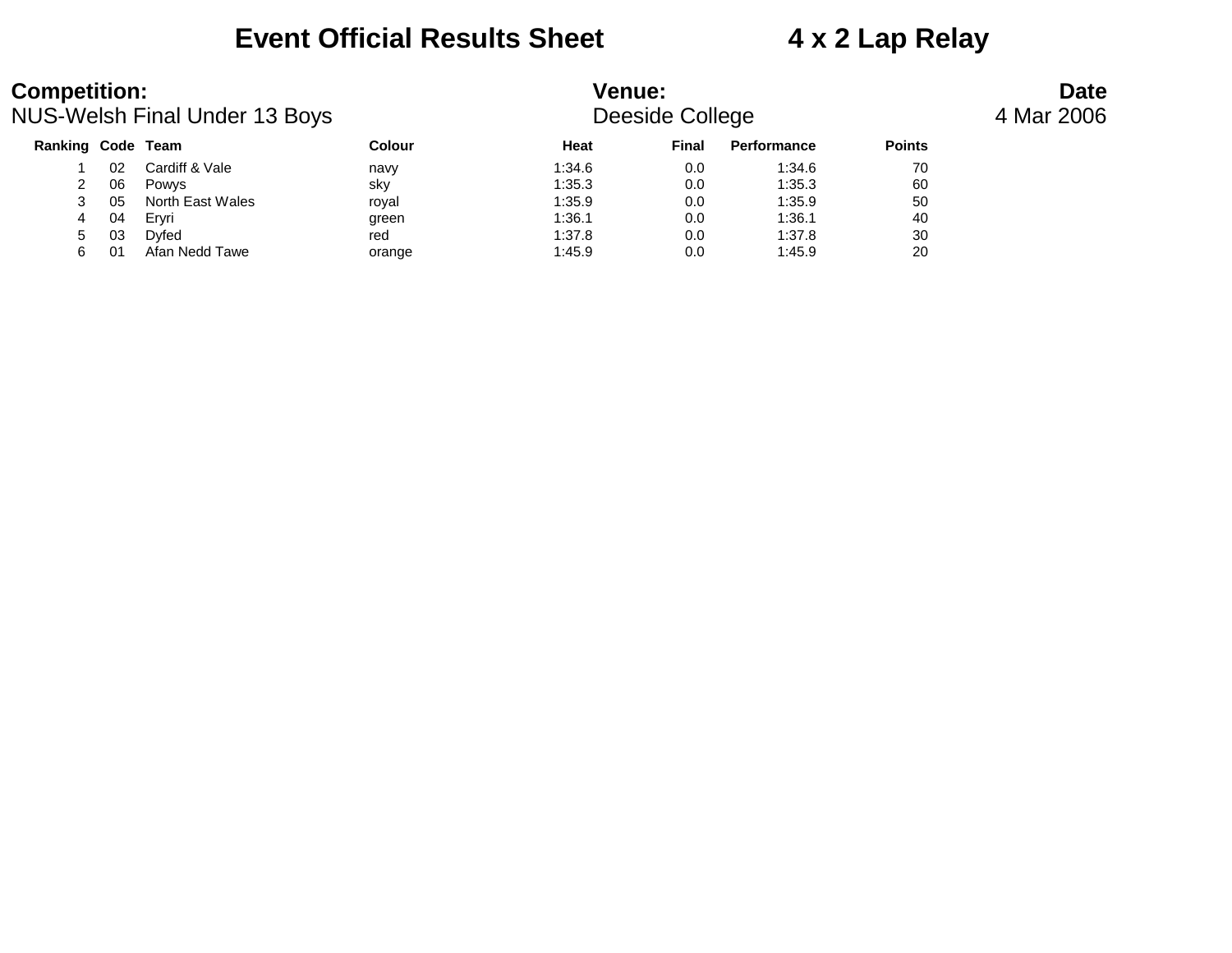# Event Official Results Sheet 4 x 2 Lap Relay

**Competition:**
NUS-Welsh Final Under 13 Boys

**Venue:**
Deeside College

**Date**
4 Mar 2006

| Ranking | Code | Team | Colour | Heat | Final | Performance | Points |
|---|---|---|---|---|---|---|---|
| 1 | 02 | Cardiff & Vale | navy | 1:34.6 | 0.0 | 1:34.6 | 70 |
| 2 | 06 | Powys | sky | 1:35.3 | 0.0 | 1:35.3 | 60 |
| 3 | 05 | North East Wales | royal | 1:35.9 | 0.0 | 1:35.9 | 50 |
| 4 | 04 | Eryri | green | 1:36.1 | 0.0 | 1:36.1 | 40 |
| 5 | 03 | Dyfed | red | 1:37.8 | 0.0 | 1:37.8 | 30 |
| 6 | 01 | Afan Nedd Tawe | orange | 1:45.9 | 0.0 | 1:45.9 | 20 |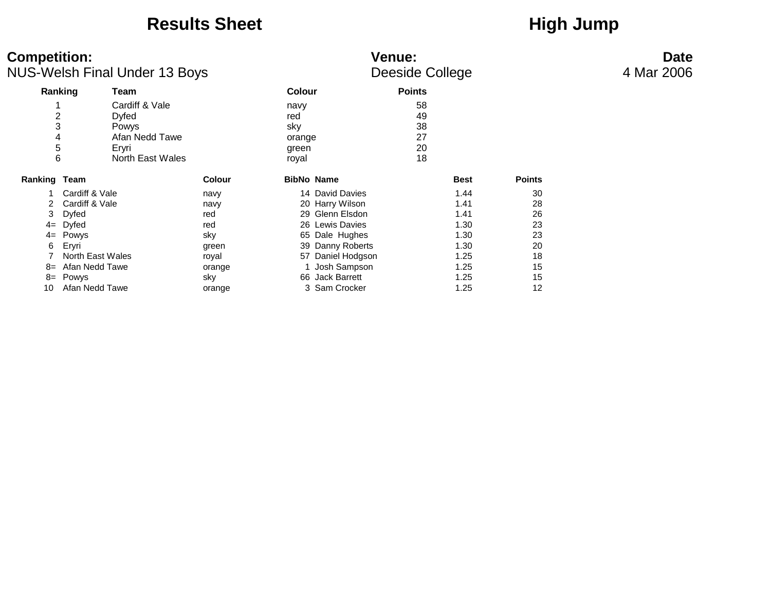# Results Sheet

# High Jump

**Competition:**
NUS-Welsh Final Under 13 Boys

**Venue:**
Deeside College

**Date**
4 Mar 2006

| Ranking | Team | Colour | Points |
|---|---|---|---|
| 1 | Cardiff & Vale | navy | 58 |
| 2 | Dyfed | red | 49 |
| 3 | Powys | sky | 38 |
| 4 | Afan Nedd Tawe | orange | 27 |
| 5 | Eryri | green | 20 |
| 6 | North East Wales | royal | 18 |

| Ranking | Team | Colour | BibNo | Name | Best | Points |
|---|---|---|---|---|---|---|
| 1 | Cardiff & Vale | navy | 14 | David Davies | 1.44 | 30 |
| 2 | Cardiff & Vale | navy | 20 | Harry Wilson | 1.41 | 28 |
| 3 | Dyfed | red | 29 | Glenn Elsdon | 1.41 | 26 |
| 4= | Dyfed | red | 26 | Lewis Davies | 1.30 | 23 |
| 4= | Powys | sky | 65 | Dale Hughes | 1.30 | 23 |
| 6 | Eryri | green | 39 | Danny Roberts | 1.30 | 20 |
| 7 | North East Wales | royal | 57 | Daniel Hodgson | 1.25 | 18 |
| 8= | Afan Nedd Tawe | orange | 1 | Josh Sampson | 1.25 | 15 |
| 8= | Powys | sky | 66 | Jack Barrett | 1.25 | 15 |
| 10 | Afan Nedd Tawe | orange | 3 | Sam Crocker | 1.25 | 12 |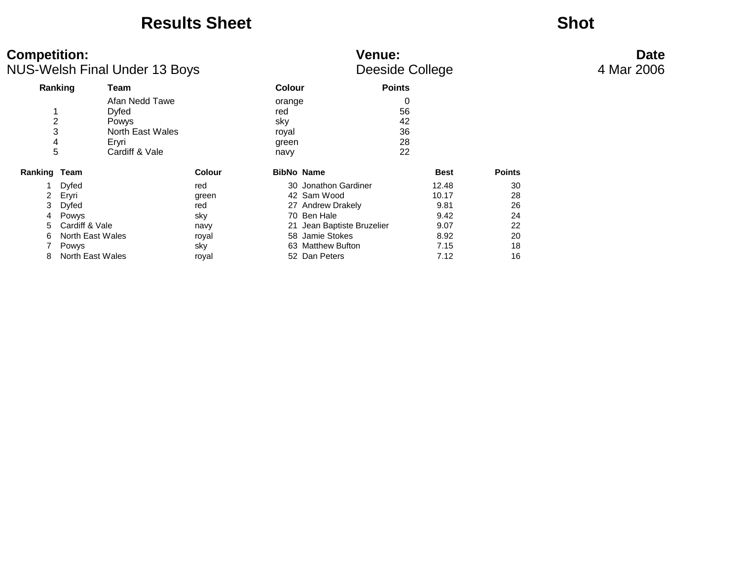# Results Sheet

# Shot

**Competition:** NUS-Welsh Final Under 13 Boys

**Venue:** Deeside College

**Date** 4 Mar 2006

| Ranking | Team | Colour | Points |
|---|---|---|---|
| | Afan Nedd Tawe | orange | 0 |
| 1 | Dyfed | red | 56 |
| 2 | Powys | sky | 42 |
| 3 | North East Wales | royal | 36 |
| 4 | Eryri | green | 28 |
| 5 | Cardiff & Vale | navy | 22 |

| Ranking | Team | Colour | BibNo | Name | Best | Points |
|---|---|---|---|---|---|---|
| 1 | Dyfed | red | 30 | Jonathon Gardiner | 12.48 | 30 |
| 2 | Eryri | green | 42 | Sam Wood | 10.17 | 28 |
| 3 | Dyfed | red | 27 | Andrew Drakely | 9.81 | 26 |
| 4 | Powys | sky | 70 | Ben Hale | 9.42 | 24 |
| 5 | Cardiff & Vale | navy | 21 | Jean Baptiste Bruzelier | 9.07 | 22 |
| 6 | North East Wales | royal | 58 | Jamie Stokes | 8.92 | 20 |
| 7 | Powys | sky | 63 | Matthew Bufton | 7.15 | 18 |
| 8 | North East Wales | royal | 52 | Dan Peters | 7.12 | 16 |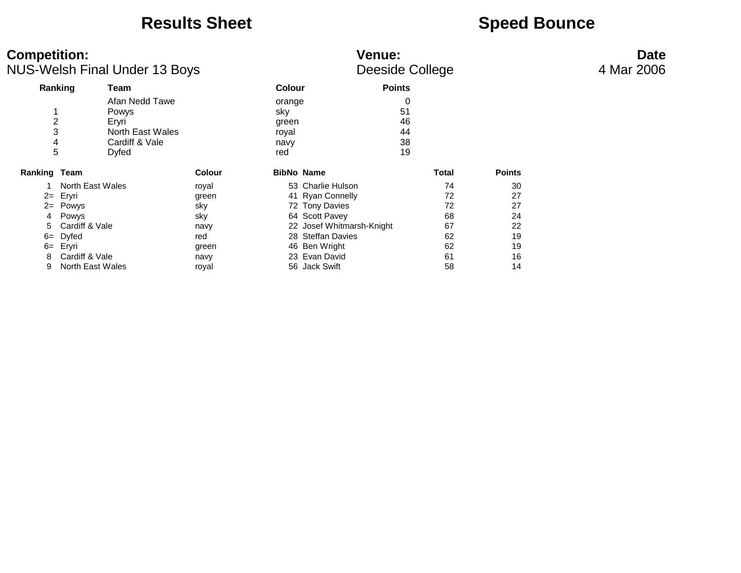# Results Sheet

# Speed Bounce

**Competition:**
NUS-Welsh Final Under 13 Boys

**Venue:**
Deeside College

**Date**
4 Mar 2006

| Ranking | Team | Colour | Points |
|---|---|---|---|
| | Afan Nedd Tawe | orange | 0 |
| 1 | Powys | sky | 51 |
| 2 | Eryri | green | 46 |
| 3 | North East Wales | royal | 44 |
| 4 | Cardiff & Vale | navy | 38 |
| 5 | Dyfed | red | 19 |

| Ranking | Team | Colour | BibNo | Name | Total | Points |
|---|---|---|---|---|---|---|
| 1 | North East Wales | royal | 53 | Charlie Hulson | 74 | 30 |
| 2= | Eryri | green | 41 | Ryan Connelly | 72 | 27 |
| 2= | Powys | sky | 72 | Tony Davies | 72 | 27 |
| 4 | Powys | sky | 64 | Scott Pavey | 68 | 24 |
| 5 | Cardiff & Vale | navy | 22 | Josef Whitmarsh-Knight | 67 | 22 |
| 6= | Dyfed | red | 28 | Steffan Davies | 62 | 19 |
| 6= | Eryri | green | 46 | Ben Wright | 62 | 19 |
| 8 | Cardiff & Vale | navy | 23 | Evan David | 61 | 16 |
| 9 | North East Wales | royal | 56 | Jack Swift | 58 | 14 |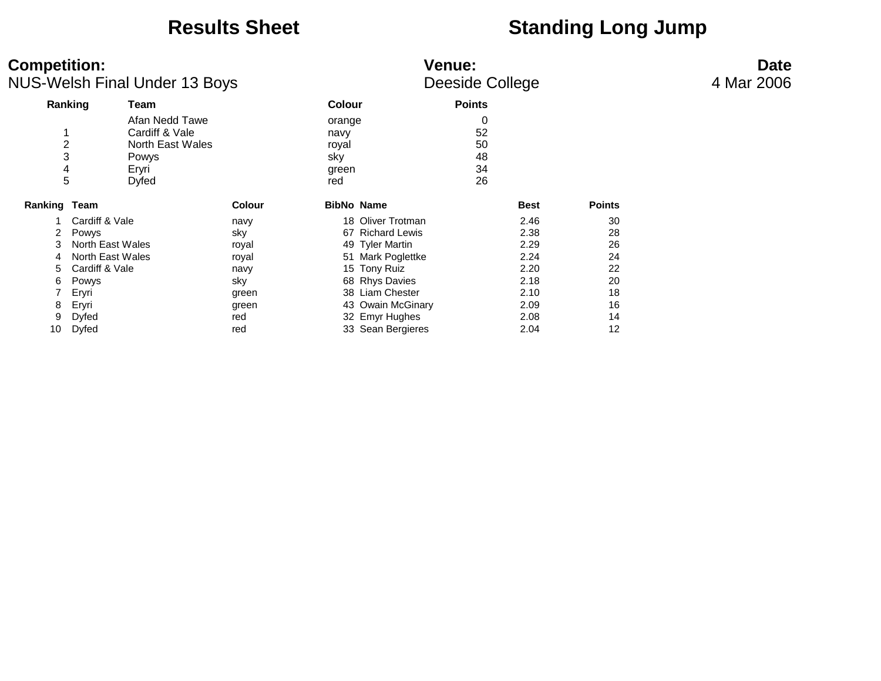# Results Sheet

# Standing Long Jump

**Competition:**
NUS-Welsh Final Under 13 Boys

**Venue:**
Deeside College

**Date**
4 Mar 2006

| Ranking | Team | Colour | Points |
|---|---|---|---|
| | Afan Nedd Tawe | orange | 0 |
| 1 | Cardiff & Vale | navy | 52 |
| 2 | North East Wales | royal | 50 |
| 3 | Powys | sky | 48 |
| 4 | Eryri | green | 34 |
| 5 | Dyfed | red | 26 |

| Ranking | Team | Colour | BibNo | Name | Best | Points |
|---|---|---|---|---|---|---|
| 1 | Cardiff & Vale | navy | 18 | Oliver Trotman | 2.46 | 30 |
| 2 | Powys | sky | 67 | Richard Lewis | 2.38 | 28 |
| 3 | North East Wales | royal | 49 | Tyler Martin | 2.29 | 26 |
| 4 | North East Wales | royal | 51 | Mark Poglettke | 2.24 | 24 |
| 5 | Cardiff & Vale | navy | 15 | Tony Ruiz | 2.20 | 22 |
| 6 | Powys | sky | 68 | Rhys Davies | 2.18 | 20 |
| 7 | Eryri | green | 38 | Liam Chester | 2.10 | 18 |
| 8 | Eryri | green | 43 | Owain McGinary | 2.09 | 16 |
| 9 | Dyfed | red | 32 | Emyr Hughes | 2.08 | 14 |
| 10 | Dyfed | red | 33 | Sean Bergieres | 2.04 | 12 |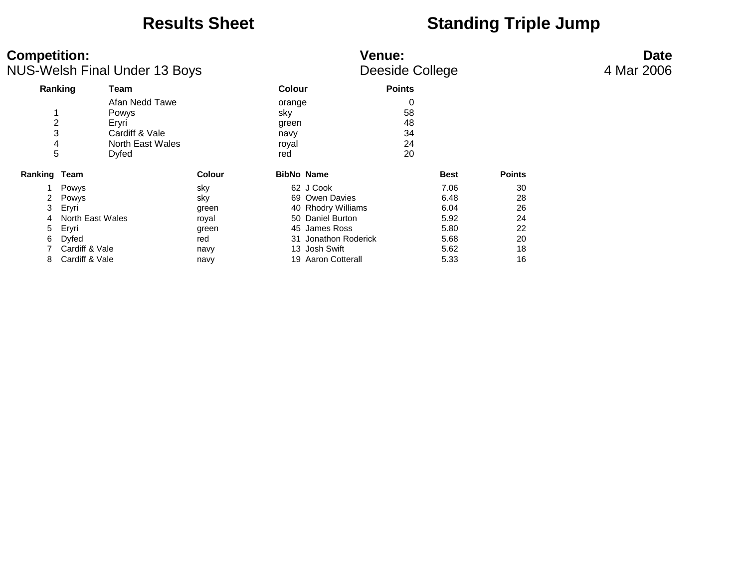# Results Sheet

# Standing Triple Jump

**Competition:**
NUS-Welsh Final Under 13 Boys

**Venue:**
Deeside College

**Date**
4 Mar 2006

| Ranking | Team | Colour | Points |
|---|---|---|---|
| | Afan Nedd Tawe | orange | 0 |
| 1 | Powys | sky | 58 |
| 2 | Eryri | green | 48 |
| 3 | Cardiff & Vale | navy | 34 |
| 4 | North East Wales | royal | 24 |
| 5 | Dyfed | red | 20 |

| Ranking | Team | Colour | BibNo | Name | Best | Points |
|---|---|---|---|---|---|---|
| 1 | Powys | sky | 62 | J Cook | 7.06 | 30 |
| 2 | Powys | sky | 69 | Owen Davies | 6.48 | 28 |
| 3 | Eryri | green | 40 | Rhodry Williams | 6.04 | 26 |
| 4 | North East Wales | royal | 50 | Daniel Burton | 5.92 | 24 |
| 5 | Eryri | green | 45 | James Ross | 5.80 | 22 |
| 6 | Dyfed | red | 31 | Jonathon Roderick | 5.68 | 20 |
| 7 | Cardiff & Vale | navy | 13 | Josh Swift | 5.62 | 18 |
| 8 | Cardiff & Vale | navy | 19 | Aaron Cotterall | 5.33 | 16 |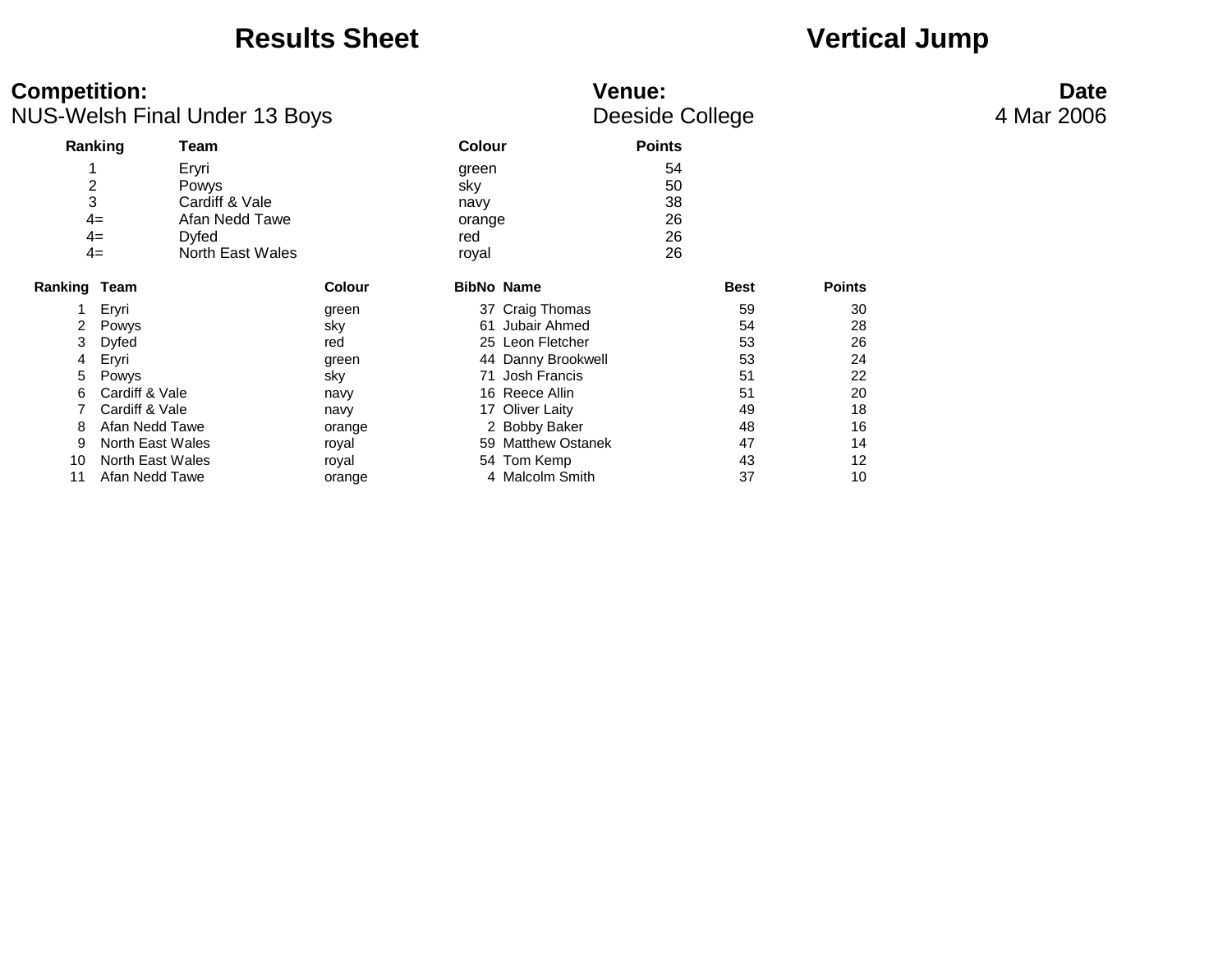# Results Sheet

# Vertical Jump

**Competition:**
NUS-Welsh Final Under 13 Boys

**Venue:**
Deeside College

**Date**
4 Mar 2006

| Ranking | Team | Colour | Points |
|---|---|---|---|
| 1 | Eryri | green | 54 |
| 2 | Powys | sky | 50 |
| 3 | Cardiff & Vale | navy | 38 |
| 4= | Afan Nedd Tawe | orange | 26 |
| 4= | Dyfed | red | 26 |
| 4= | North East Wales | royal | 26 |

| Ranking | Team | Colour | BibNo | Name | Best | Points |
|---|---|---|---|---|---|---|
| 1 | Eryri | green | 37 | Craig Thomas | 59 | 30 |
| 2 | Powys | sky | 61 | Jubair Ahmed | 54 | 28 |
| 3 | Dyfed | red | 25 | Leon Fletcher | 53 | 26 |
| 4 | Eryri | green | 44 | Danny Brookwell | 53 | 24 |
| 5 | Powys | sky | 71 | Josh Francis | 51 | 22 |
| 6 | Cardiff & Vale | navy | 16 | Reece Allin | 51 | 20 |
| 7 | Cardiff & Vale | navy | 17 | Oliver Laity | 49 | 18 |
| 8 | Afan Nedd Tawe | orange | 2 | Bobby Baker | 48 | 16 |
| 9 | North East Wales | royal | 59 | Matthew Ostanek | 47 | 14 |
| 10 | North East Wales | royal | 54 | Tom Kemp | 43 | 12 |
| 11 | Afan Nedd Tawe | orange | 4 | Malcolm Smith | 37 | 10 |